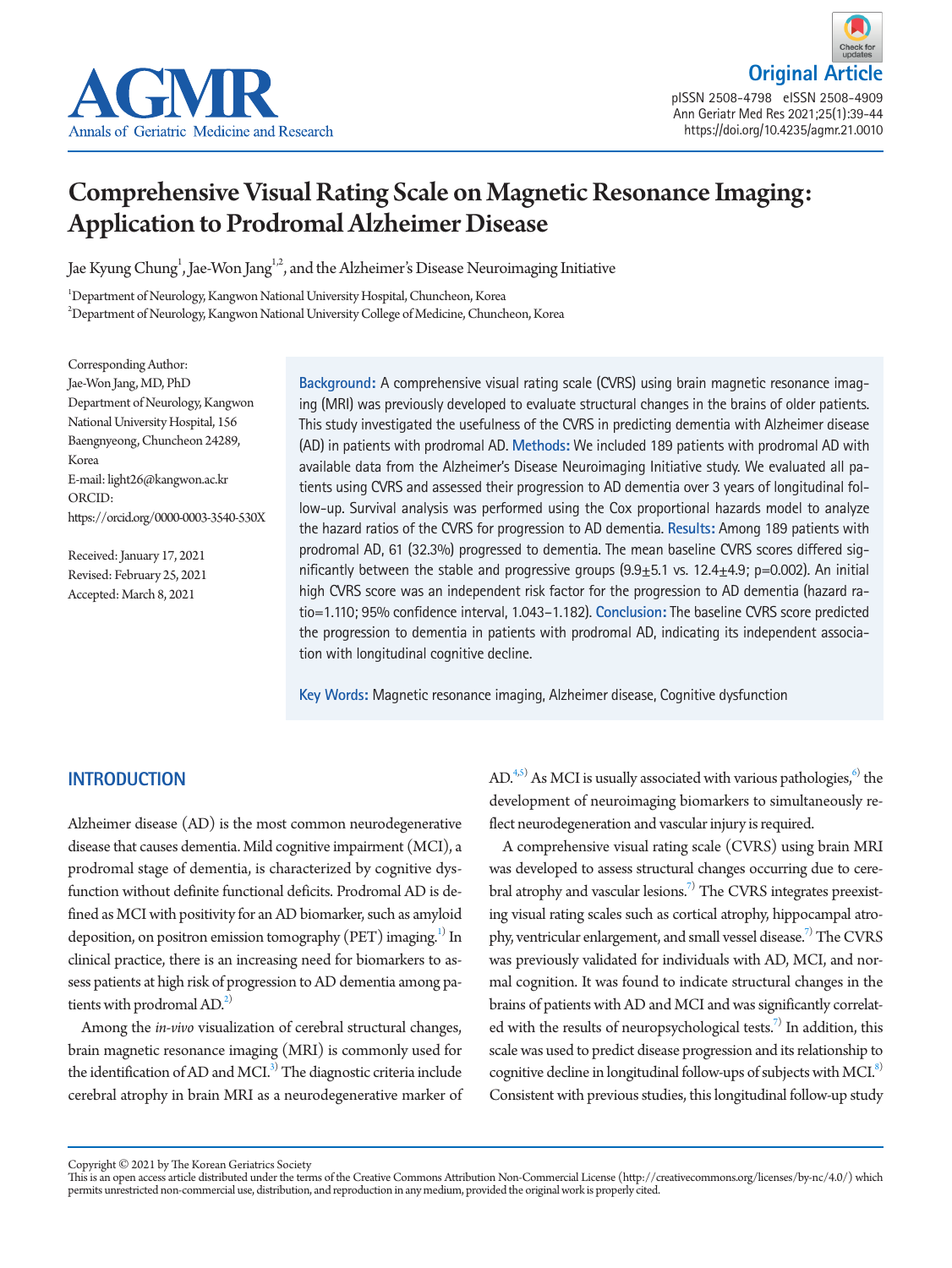Original Article

# Comprehensive Visual Rating Scale on Magnetic Resonance Imaging: Application to Prodromal Alzheimer Disease

Jae Kyung Chung[1], Jae-Won Jang[1,2], and the Alzheimer's Disease Neuroimaging Initiative

[1]Department of Neurology, Kangwon National University Hospital, Chuncheon, Korea
[2]Department of Neurology, Kangwon National University College of Medicine, Chuncheon, Korea

Corresponding Author:
Jae-Won Jang, MD, PhD
Department of Neurology, Kangwon National University Hospital, 156 Baengnyeong, Chuncheon 24289, Korea
E-mail: light26@kangwon.ac.kr
ORCID: https://orcid.org/0000-0003-3540-530X

Received: January 17, 2021
Revised: February 25, 2021
Accepted: March 8, 2021

**Background:** A comprehensive visual rating scale (CVRS) using brain magnetic resonance imaging (MRI) was previously developed to evaluate structural changes in the brains of older patients. This study investigated the usefulness of the CVRS in predicting dementia with Alzheimer disease (AD) in patients with prodromal AD. **Methods:** We included 189 patients with prodromal AD with available data from the Alzheimer's Disease Neuroimaging Initiative study. We evaluated all patients using CVRS and assessed their progression to AD dementia over 3 years of longitudinal follow-up. Survival analysis was performed using the Cox proportional hazards model to analyze the hazard ratios of the CVRS for progression to AD dementia. **Results:** Among 189 patients with prodromal AD, 61 (32.3%) progressed to dementia. The mean baseline CVRS scores differed significantly between the stable and progressive groups (9.9±5.1 vs. 12.4±4.9; p=0.002). An initial high CVRS score was an independent risk factor for the progression to AD dementia (hazard ratio=1.110; 95% confidence interval, 1.043–1.182). **Conclusion:** The baseline CVRS score predicted the progression to dementia in patients with prodromal AD, indicating its independent association with longitudinal cognitive decline.

**Key Words:** Magnetic resonance imaging, Alzheimer disease, Cognitive dysfunction

## INTRODUCTION

Alzheimer disease (AD) is the most common neurodegenerative disease that causes dementia. Mild cognitive impairment (MCI), a prodromal stage of dementia, is characterized by cognitive dysfunction without definite functional deficits. Prodromal AD is defined as MCI with positivity for an AD biomarker, such as amyloid deposition, on positron emission tomography (PET) imaging.[1] In clinical practice, there is an increasing need for biomarkers to assess patients at high risk of progression to AD dementia among patients with prodromal AD.[2]

Among the *in-vivo* visualization of cerebral structural changes, brain magnetic resonance imaging (MRI) is commonly used for the identification of AD and MCI.[3] The diagnostic criteria include cerebral atrophy in brain MRI as a neurodegenerative marker of AD.[4,5] As MCI is usually associated with various pathologies,[6] the development of neuroimaging biomarkers to simultaneously reflect neurodegeneration and vascular injury is required.

A comprehensive visual rating scale (CVRS) using brain MRI was developed to assess structural changes occurring due to cerebral atrophy and vascular lesions.[7] The CVRS integrates preexisting visual rating scales such as cortical atrophy, hippocampal atrophy, ventricular enlargement, and small vessel disease.[7] The CVRS was previously validated for individuals with AD, MCI, and normal cognition. It was found to indicate structural changes in the brains of patients with AD and MCI and was significantly correlated with the results of neuropsychological tests.[7] In addition, this scale was used to predict disease progression and its relationship to cognitive decline in longitudinal follow-ups of subjects with MCI.[8] Consistent with previous studies, this longitudinal follow-up study

Copyright © 2021 by The Korean Geriatrics Society
This is an open access article distributed under the terms of the Creative Commons Attribution Non-Commercial License (http://creativecommons.org/licenses/by-nc/4.0/) which permits unrestricted non-commercial use, distribution, and reproduction in any medium, provided the original work is properly cited.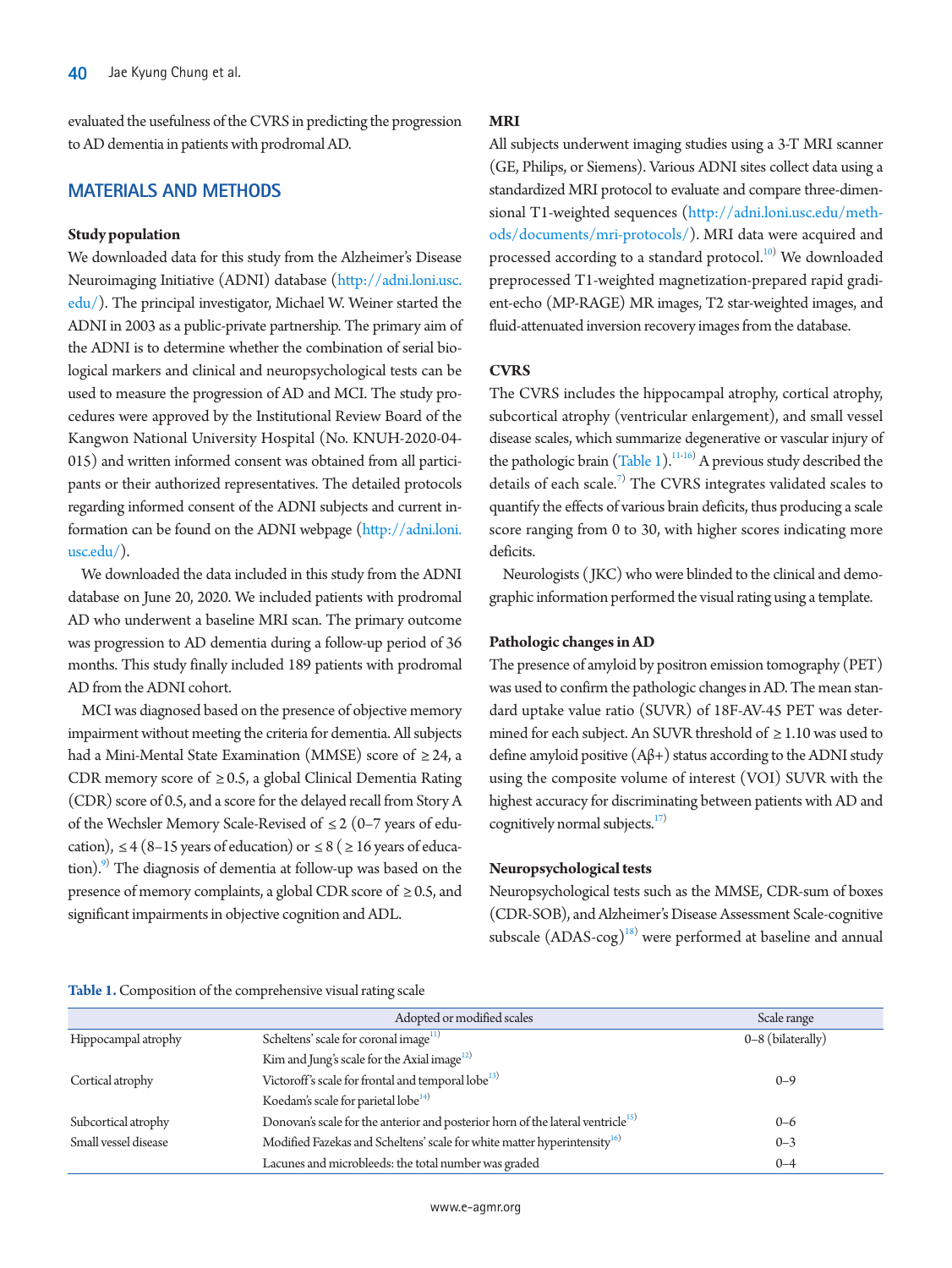evaluated the usefulness of the CVRS in predicting the progression to AD dementia in patients with prodromal AD.

## MATERIALS AND METHODS

### Study population

We downloaded data for this study from the Alzheimer's Disease Neuroimaging Initiative (ADNI) database (http://adni.loni.usc.edu/). The principal investigator, Michael W. Weiner started the ADNI in 2003 as a public-private partnership. The primary aim of the ADNI is to determine whether the combination of serial biological markers and clinical and neuropsychological tests can be used to measure the progression of AD and MCI. The study procedures were approved by the Institutional Review Board of the Kangwon National University Hospital (No. KNUH-2020-04-015) and written informed consent was obtained from all participants or their authorized representatives. The detailed protocols regarding informed consent of the ADNI subjects and current information can be found on the ADNI webpage (http://adni.loni.usc.edu/).

We downloaded the data included in this study from the ADNI database on June 20, 2020. We included patients with prodromal AD who underwent a baseline MRI scan. The primary outcome was progression to AD dementia during a follow-up period of 36 months. This study finally included 189 patients with prodromal AD from the ADNI cohort.

MCI was diagnosed based on the presence of objective memory impairment without meeting the criteria for dementia. All subjects had a Mini-Mental State Examination (MMSE) score of ≥ 24, a CDR memory score of ≥ 0.5, a global Clinical Dementia Rating (CDR) score of 0.5, and a score for the delayed recall from Story A of the Wechsler Memory Scale-Revised of ≤ 2 (0–7 years of education), ≤ 4 (8–15 years of education) or ≤ 8 (≥ 16 years of education).[9] The diagnosis of dementia at follow-up was based on the presence of memory complaints, a global CDR score of ≥ 0.5, and significant impairments in objective cognition and ADL.

### MRI

All subjects underwent imaging studies using a 3-T MRI scanner (GE, Philips, or Siemens). Various ADNI sites collect data using a standardized MRI protocol to evaluate and compare three-dimensional T1-weighted sequences (http://adni.loni.usc.edu/methods/documents/mri-protocols/). MRI data were acquired and processed according to a standard protocol.[10] We downloaded preprocessed T1-weighted magnetization-prepared rapid gradient-echo (MP-RAGE) MR images, T2 star-weighted images, and fluid-attenuated inversion recovery images from the database.

### CVRS

The CVRS includes the hippocampal atrophy, cortical atrophy, subcortical atrophy (ventricular enlargement), and small vessel disease scales, which summarize degenerative or vascular injury of the pathologic brain (Table 1).[11-16] A previous study described the details of each scale.[7] The CVRS integrates validated scales to quantify the effects of various brain deficits, thus producing a scale score ranging from 0 to 30, with higher scores indicating more deficits.

Neurologists (JKC) who were blinded to the clinical and demographic information performed the visual rating using a template.

### Pathologic changes in AD

The presence of amyloid by positron emission tomography (PET) was used to confirm the pathologic changes in AD. The mean standard uptake value ratio (SUVR) of 18F-AV-45 PET was determined for each subject. An SUVR threshold of ≥ 1.10 was used to define amyloid positive (Aβ+) status according to the ADNI study using the composite volume of interest (VOI) SUVR with the highest accuracy for discriminating between patients with AD and cognitively normal subjects.[17]

### Neuropsychological tests

Neuropsychological tests such as the MMSE, CDR-sum of boxes (CDR-SOB), and Alzheimer's Disease Assessment Scale-cognitive subscale (ADAS-cog)[18] were performed at baseline and annual

**Table 1.** Composition of the comprehensive visual rating scale

| | Adopted or modified scales | Scale range |
|---|---|---|
| Hippocampal atrophy | Scheltens' scale for coronal image[11] | 0–8 (bilaterally) |
| | Kim and Jung's scale for the Axial image[12] | |
| Cortical atrophy | Victoroff's scale for frontal and temporal lobe[13] | 0–9 |
| | Koedam's scale for parietal lobe[14] | |
| Subcortical atrophy | Donovan's scale for the anterior and posterior horn of the lateral ventricle[15] | 0–6 |
| Small vessel disease | Modified Fazekas and Scheltens' scale for white matter hyperintensity[16] | 0–3 |
| | Lacunes and microbleeds: the total number was graded | 0–4 |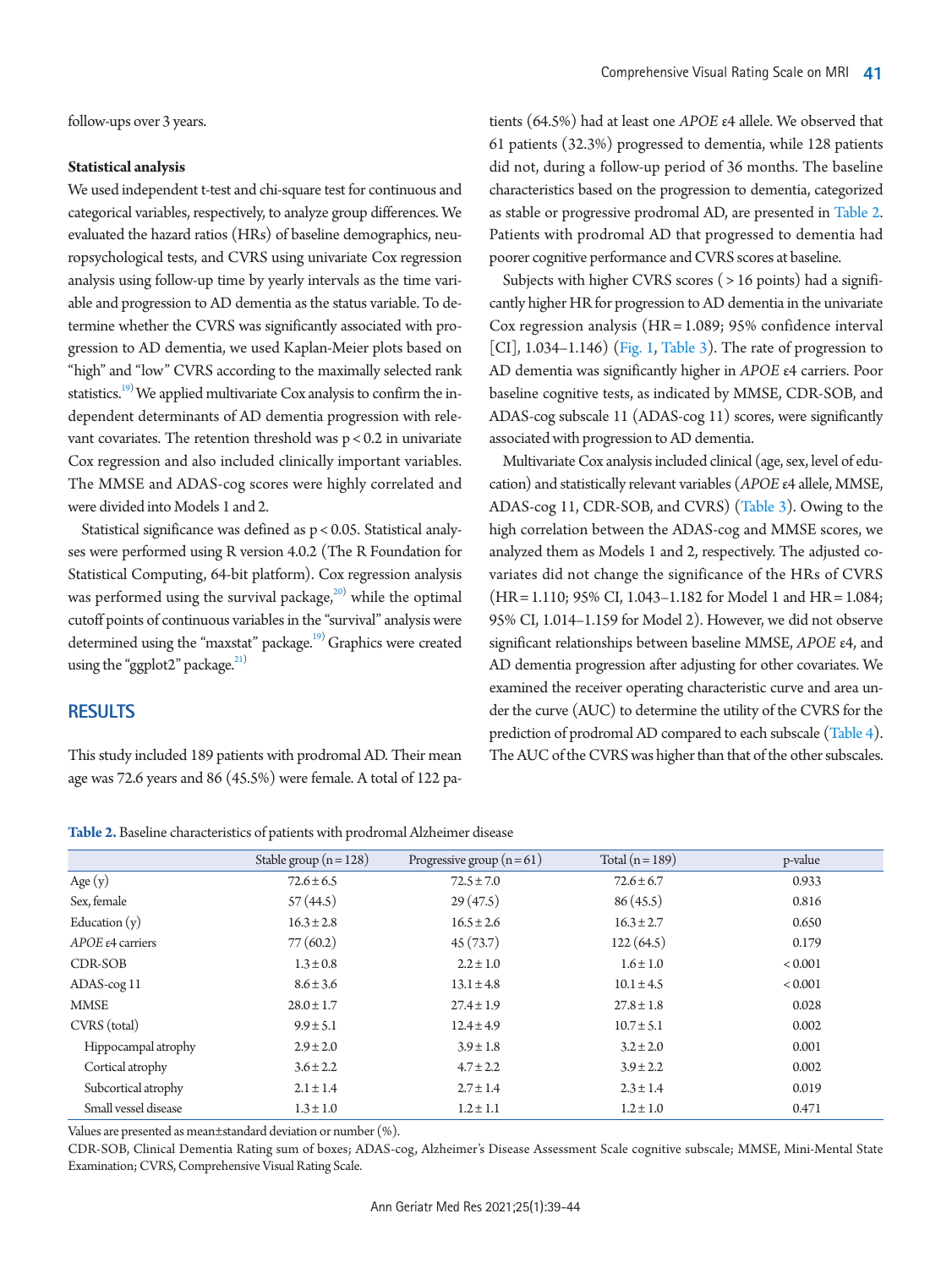follow-ups over 3 years.

**Statistical analysis**

We used independent t-test and chi-square test for continuous and categorical variables, respectively, to analyze group differences. We evaluated the hazard ratios (HRs) of baseline demographics, neuropsychological tests, and CVRS using univariate Cox regression analysis using follow-up time by yearly intervals as the time variable and progression to AD dementia as the status variable. To determine whether the CVRS was significantly associated with progression to AD dementia, we used Kaplan-Meier plots based on "high" and "low" CVRS according to the maximally selected rank statistics.[19] We applied multivariate Cox analysis to confirm the independent determinants of AD dementia progression with relevant covariates. The retention threshold was $p < 0.2$ in univariate Cox regression and also included clinically important variables. The MMSE and ADAS-cog scores were highly correlated and were divided into Models 1 and 2.

Statistical significance was defined as $p < 0.05$. Statistical analyses were performed using R version 4.0.2 (The R Foundation for Statistical Computing, 64-bit platform). Cox regression analysis was performed using the survival package,[20] while the optimal cutoff points of continuous variables in the "survival" analysis were determined using the "maxstat" package.[19] Graphics were created using the "ggplot2" package.[21]

## RESULTS

This study included 189 patients with prodromal AD. Their mean age was 72.6 years and 86 (45.5%) were female. A total of 122 patients (64.5%) had at least one *APOE* ε4 allele. We observed that 61 patients (32.3%) progressed to dementia, while 128 patients did not, during a follow-up period of 36 months. The baseline characteristics based on the progression to dementia, categorized as stable or progressive prodromal AD, are presented in Table 2. Patients with prodromal AD that progressed to dementia had poorer cognitive performance and CVRS scores at baseline.

Subjects with higher CVRS scores (> 16 points) had a significantly higher HR for progression to AD dementia in the univariate Cox regression analysis (HR = 1.089; 95% confidence interval [CI], 1.034–1.146) (Fig. 1, Table 3). The rate of progression to AD dementia was significantly higher in *APOE* ε4 carriers. Poor baseline cognitive tests, as indicated by MMSE, CDR-SOB, and ADAS-cog subscale 11 (ADAS-cog 11) scores, were significantly associated with progression to AD dementia.

Multivariate Cox analysis included clinical (age, sex, level of education) and statistically relevant variables (*APOE* ε4 allele, MMSE, ADAS-cog 11, CDR-SOB, and CVRS) (Table 3). Owing to the high correlation between the ADAS-cog and MMSE scores, we analyzed them as Models 1 and 2, respectively. The adjusted covariates did not change the significance of the HRs of CVRS (HR = 1.110; 95% CI, 1.043–1.182 for Model 1 and HR = 1.084; 95% CI, 1.014–1.159 for Model 2). However, we did not observe significant relationships between baseline MMSE, *APOE* ε4, and AD dementia progression after adjusting for other covariates. We examined the receiver operating characteristic curve and area under the curve (AUC) to determine the utility of the CVRS for the prediction of prodromal AD compared to each subscale (Table 4). The AUC of the CVRS was higher than that of the other subscales.

**Table 2.** Baseline characteristics of patients with prodromal Alzheimer disease

| | Stable group (n = 128) | Progressive group (n = 61) | Total (n = 189) | p-value |
|---|---|---|---|---|
| Age (y) | 72.6 ± 6.5 | 72.5 ± 7.0 | 72.6 ± 6.7 | 0.933 |
| Sex, female | 57 (44.5) | 29 (47.5) | 86 (45.5) | 0.816 |
| Education (y) | 16.3 ± 2.8 | 16.5 ± 2.6 | 16.3 ± 2.7 | 0.650 |
| *APOE* ε4 carriers | 77 (60.2) | 45 (73.7) | 122 (64.5) | 0.179 |
| CDR-SOB | 1.3 ± 0.8 | 2.2 ± 1.0 | 1.6 ± 1.0 | < 0.001 |
| ADAS-cog 11 | 8.6 ± 3.6 | 13.1 ± 4.8 | 10.1 ± 4.5 | < 0.001 |
| MMSE | 28.0 ± 1.7 | 27.4 ± 1.9 | 27.8 ± 1.8 | 0.028 |
| CVRS (total) | 9.9 ± 5.1 | 12.4 ± 4.9 | 10.7 ± 5.1 | 0.002 |
| Hippocampal atrophy | 2.9 ± 2.0 | 3.9 ± 1.8 | 3.2 ± 2.0 | 0.001 |
| Cortical atrophy | 3.6 ± 2.2 | 4.7 ± 2.2 | 3.9 ± 2.2 | 0.002 |
| Subcortical atrophy | 2.1 ± 1.4 | 2.7 ± 1.4 | 2.3 ± 1.4 | 0.019 |
| Small vessel disease | 1.3 ± 1.0 | 1.2 ± 1.1 | 1.2 ± 1.0 | 0.471 |

Values are presented as mean±standard deviation or number (%).

CDR-SOB, Clinical Dementia Rating sum of boxes; ADAS-cog, Alzheimer's Disease Assessment Scale cognitive subscale; MMSE, Mini-Mental State Examination; CVRS, Comprehensive Visual Rating Scale.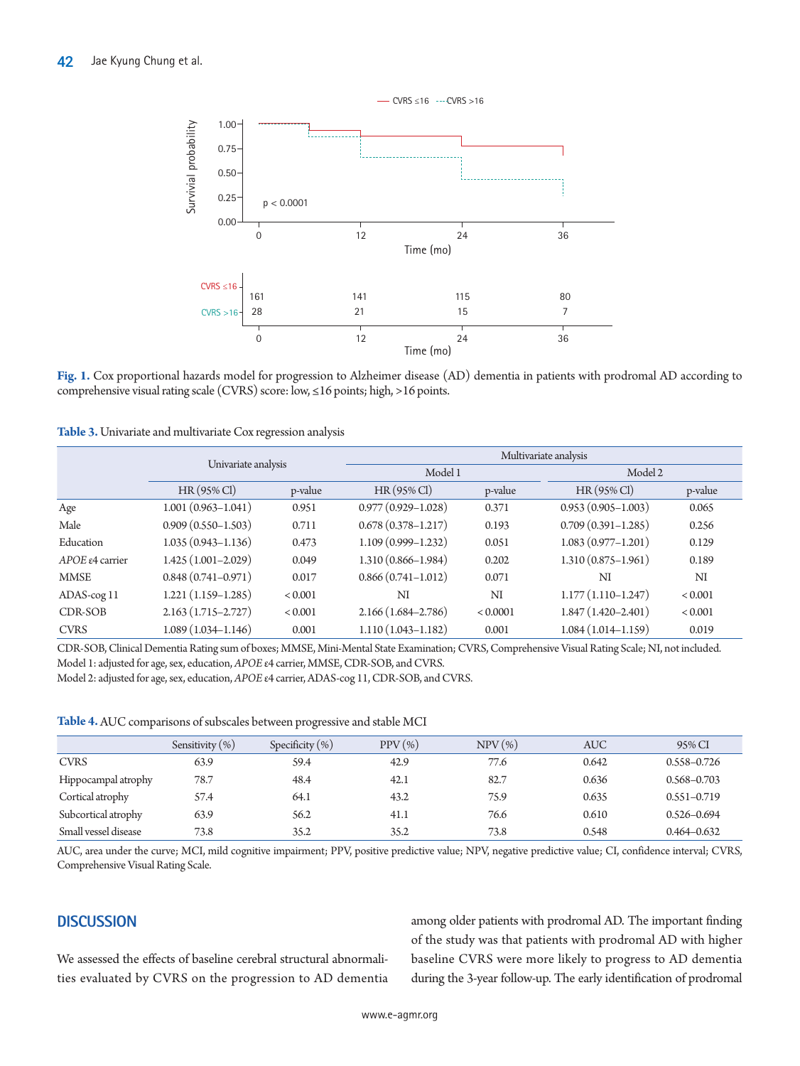Fig. 1. Cox proportional hazards model for progression to Alzheimer disease (AD) dementia in patients with prodromal AD according to comprehensive visual rating scale (CVRS) score: low, ≤16 points; high, >16 points.

**Table 3.** Univariate and multivariate Cox regression analysis

| | Univariate analysis | | Multivariate analysis | | | |
|---|---|---|---|---|---|---|
| | | | Model 1 | | Model 2 | |
| | HR (95% CI) | p-value | HR (95% CI) | p-value | HR (95% CI) | p-value |
| Age | 1.001 (0.963–1.041) | 0.951 | 0.977 (0.929–1.028) | 0.371 | 0.953 (0.905–1.003) | 0.065 |
| Male | 0.909 (0.550–1.503) | 0.711 | 0.678 (0.378–1.217) | 0.193 | 0.709 (0.391–1.285) | 0.256 |
| Education | 1.035 (0.943–1.136) | 0.473 | 1.109 (0.999–1.232) | 0.051 | 1.083 (0.977–1.201) | 0.129 |
| *APOE* ε4 carrier | 1.425 (1.001–2.029) | 0.049 | 1.310 (0.866–1.984) | 0.202 | 1.310 (0.875–1.961) | 0.189 |
| MMSE | 0.848 (0.741–0.971) | 0.017 | 0.866 (0.741–1.012) | 0.071 | NI | NI |
| ADAS-cog 11 | 1.221 (1.159–1.285) | < 0.001 | NI | NI | 1.177 (1.110–1.247) | < 0.001 |
| CDR-SOB | 2.163 (1.715–2.727) | < 0.001 | 2.166 (1.684–2.786) | < 0.0001 | 1.847 (1.420–2.401) | < 0.001 |
| CVRS | 1.089 (1.034–1.146) | 0.001 | 1.110 (1.043–1.182) | 0.001 | 1.084 (1.014–1.159) | 0.019 |

CDR-SOB, Clinical Dementia Rating sum of boxes; MMSE, Mini-Mental State Examination; CVRS, Comprehensive Visual Rating Scale; NI, not included.
Model 1: adjusted for age, sex, education, *APOE* ε4 carrier, MMSE, CDR-SOB, and CVRS.
Model 2: adjusted for age, sex, education, *APOE* ε4 carrier, ADAS-cog 11, CDR-SOB, and CVRS.

**Table 4.** AUC comparisons of subscales between progressive and stable MCI

| | Sensitivity (%) | Specificity (%) | PPV (%) | NPV (%) | AUC | 95% CI |
|---|---|---|---|---|---|---|
| CVRS | 63.9 | 59.4 | 42.9 | 77.6 | 0.642 | 0.558–0.726 |
| Hippocampal atrophy | 78.7 | 48.4 | 42.1 | 82.7 | 0.636 | 0.568–0.703 |
| Cortical atrophy | 57.4 | 64.1 | 43.2 | 75.9 | 0.635 | 0.551–0.719 |
| Subcortical atrophy | 63.9 | 56.2 | 41.1 | 76.6 | 0.610 | 0.526–0.694 |
| Small vessel disease | 73.8 | 35.2 | 35.2 | 73.8 | 0.548 | 0.464–0.632 |

AUC, area under the curve; MCI, mild cognitive impairment; PPV, positive predictive value; NPV, negative predictive value; CI, confidence interval; CVRS, Comprehensive Visual Rating Scale.

## DISCUSSION

We assessed the effects of baseline cerebral structural abnormalities evaluated by CVRS on the progression to AD dementia among older patients with prodromal AD. The important finding of the study was that patients with prodromal AD with higher baseline CVRS were more likely to progress to AD dementia during the 3-year follow-up. The early identification of prodromal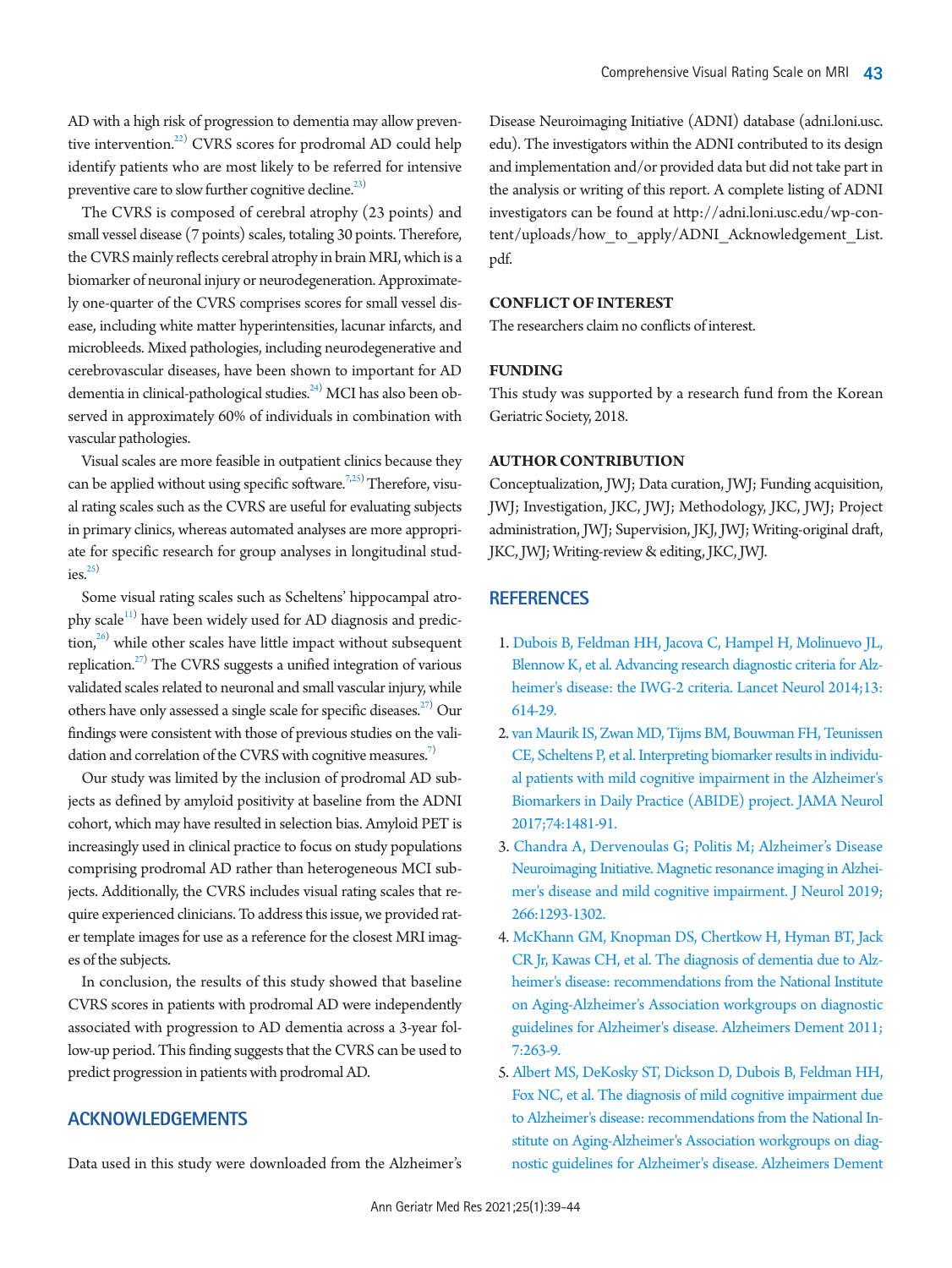AD with a high risk of progression to dementia may allow preventive intervention.[22] CVRS scores for prodromal AD could help identify patients who are most likely to be referred for intensive preventive care to slow further cognitive decline.[23]

The CVRS is composed of cerebral atrophy (23 points) and small vessel disease (7 points) scales, totaling 30 points. Therefore, the CVRS mainly reflects cerebral atrophy in brain MRI, which is a biomarker of neuronal injury or neurodegeneration. Approximately one-quarter of the CVRS comprises scores for small vessel disease, including white matter hyperintensities, lacunar infarcts, and microbleeds. Mixed pathologies, including neurodegenerative and cerebrovascular diseases, have been shown to important for AD dementia in clinical-pathological studies.[24] MCI has also been observed in approximately 60% of individuals in combination with vascular pathologies.

Visual scales are more feasible in outpatient clinics because they can be applied without using specific software.[7,25] Therefore, visual rating scales such as the CVRS are useful for evaluating subjects in primary clinics, whereas automated analyses are more appropriate for specific research for group analyses in longitudinal studies.[25]

Some visual rating scales such as Scheltens' hippocampal atrophy scale[11] have been widely used for AD diagnosis and prediction,[26] while other scales have little impact without subsequent replication.[27] The CVRS suggests a unified integration of various validated scales related to neuronal and small vascular injury, while others have only assessed a single scale for specific diseases.[27] Our findings were consistent with those of previous studies on the validation and correlation of the CVRS with cognitive measures.[7]

Our study was limited by the inclusion of prodromal AD subjects as defined by amyloid positivity at baseline from the ADNI cohort, which may have resulted in selection bias. Amyloid PET is increasingly used in clinical practice to focus on study populations comprising prodromal AD rather than heterogeneous MCI subjects. Additionally, the CVRS includes visual rating scales that require experienced clinicians. To address this issue, we provided rater template images for use as a reference for the closest MRI images of the subjects.

In conclusion, the results of this study showed that baseline CVRS scores in patients with prodromal AD were independently associated with progression to AD dementia across a 3-year follow-up period. This finding suggests that the CVRS can be used to predict progression in patients with prodromal AD.

## ACKNOWLEDGEMENTS

Data used in this study were downloaded from the Alzheimer's Disease Neuroimaging Initiative (ADNI) database (adni.loni.usc.edu). The investigators within the ADNI contributed to its design and implementation and/or provided data but did not take part in the analysis or writing of this report. A complete listing of ADNI investigators can be found at http://adni.loni.usc.edu/wp-content/uploads/how_to_apply/ADNI_Acknowledgement_List.pdf.

### CONFLICT OF INTEREST

The researchers claim no conflicts of interest.

### FUNDING

This study was supported by a research fund from the Korean Geriatric Society, 2018.

### AUTHOR CONTRIBUTION

Conceptualization, JWJ; Data curation, JWJ; Funding acquisition, JWJ; Investigation, JKC, JWJ; Methodology, JKC, JWJ; Project administration, JWJ; Supervision, JKJ, JWJ; Writing-original draft, JKC, JWJ; Writing-review & editing, JKC, JWJ.

## REFERENCES

1. Dubois B, Feldman HH, Jacova C, Hampel H, Molinuevo JL, Blennow K, et al. Advancing research diagnostic criteria for Alzheimer's disease: the IWG-2 criteria. Lancet Neurol 2014;13:614-29.
2. van Maurik IS, Zwan MD, Tijms BM, Bouwman FH, Teunissen CE, Scheltens P, et al. Interpreting biomarker results in individual patients with mild cognitive impairment in the Alzheimer's Biomarkers in Daily Practice (ABIDE) project. JAMA Neurol 2017;74:1481-91.
3. Chandra A, Dervenoulas G; Politis M; Alzheimer's Disease Neuroimaging Initiative. Magnetic resonance imaging in Alzheimer's disease and mild cognitive impairment. J Neurol 2019;266:1293-1302.
4. McKhann GM, Knopman DS, Chertkow H, Hyman BT, Jack CR Jr, Kawas CH, et al. The diagnosis of dementia due to Alzheimer's disease: recommendations from the National Institute on Aging-Alzheimer's Association workgroups on diagnostic guidelines for Alzheimer's disease. Alzheimers Dement 2011;7:263-9.
5. Albert MS, DeKosky ST, Dickson D, Dubois B, Feldman HH, Fox NC, et al. The diagnosis of mild cognitive impairment due to Alzheimer's disease: recommendations from the National Institute on Aging-Alzheimer's Association workgroups on diagnostic guidelines for Alzheimer's disease. Alzheimers Dement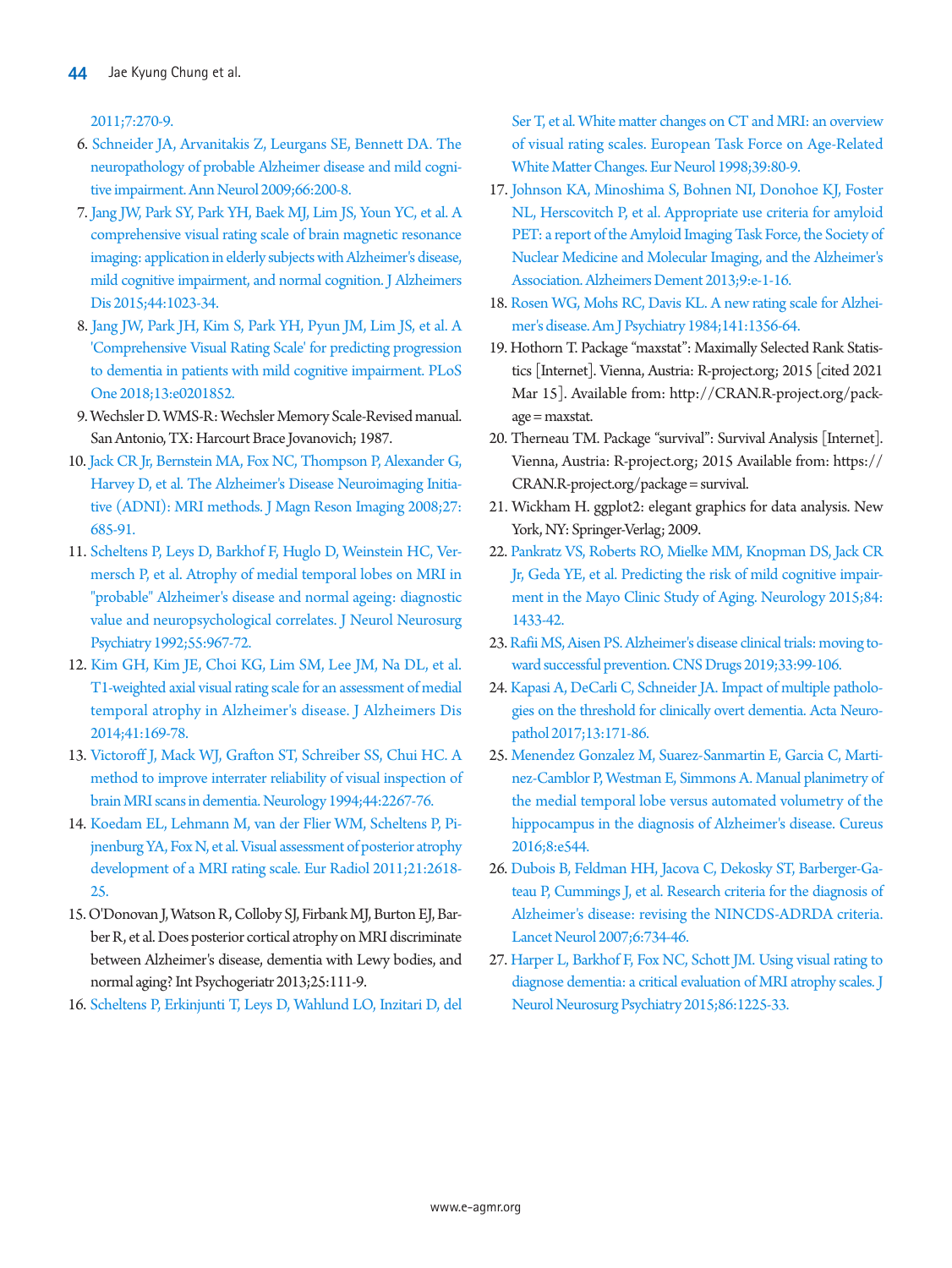2011;7:270-9.

6. Schneider JA, Arvanitakis Z, Leurgans SE, Bennett DA. The neuropathology of probable Alzheimer disease and mild cognitive impairment. Ann Neurol 2009;66:200-8.
7. Jang JW, Park SY, Park YH, Baek MJ, Lim JS, Youn YC, et al. A comprehensive visual rating scale of brain magnetic resonance imaging: application in elderly subjects with Alzheimer's disease, mild cognitive impairment, and normal cognition. J Alzheimers Dis 2015;44:1023-34.
8. Jang JW, Park JH, Kim S, Park YH, Pyun JM, Lim JS, et al. A 'Comprehensive Visual Rating Scale' for predicting progression to dementia in patients with mild cognitive impairment. PLoS One 2018;13:e0201852.
9. Wechsler D. WMS-R: Wechsler Memory Scale-Revised manual. San Antonio, TX: Harcourt Brace Jovanovich; 1987.
10. Jack CR Jr, Bernstein MA, Fox NC, Thompson P, Alexander G, Harvey D, et al. The Alzheimer's Disease Neuroimaging Initiative (ADNI): MRI methods. J Magn Reson Imaging 2008;27:685-91.
11. Scheltens P, Leys D, Barkhof F, Huglo D, Weinstein HC, Vermersch P, et al. Atrophy of medial temporal lobes on MRI in "probable" Alzheimer's disease and normal ageing: diagnostic value and neuropsychological correlates. J Neurol Neurosurg Psychiatry 1992;55:967-72.
12. Kim GH, Kim JE, Choi KG, Lim SM, Lee JM, Na DL, et al. T1-weighted axial visual rating scale for an assessment of medial temporal atrophy in Alzheimer's disease. J Alzheimers Dis 2014;41:169-78.
13. Victoroff J, Mack WJ, Grafton ST, Schreiber SS, Chui HC. A method to improve interrater reliability of visual inspection of brain MRI scans in dementia. Neurology 1994;44:2267-76.
14. Koedam EL, Lehmann M, van der Flier WM, Scheltens P, Pijnenburg YA, Fox N, et al. Visual assessment of posterior atrophy development of a MRI rating scale. Eur Radiol 2011;21:2618-25.
15. O'Donovan J, Watson R, Colloby SJ, Firbank MJ, Burton EJ, Barber R, et al. Does posterior cortical atrophy on MRI discriminate between Alzheimer's disease, dementia with Lewy bodies, and normal aging? Int Psychogeriatr 2013;25:111-9.
16. Scheltens P, Erkinjunti T, Leys D, Wahlund LO, Inzitari D, del Ser T, et al. White matter changes on CT and MRI: an overview of visual rating scales. European Task Force on Age-Related White Matter Changes. Eur Neurol 1998;39:80-9.
17. Johnson KA, Minoshima S, Bohnen NI, Donohoe KJ, Foster NL, Herscovitch P, et al. Appropriate use criteria for amyloid PET: a report of the Amyloid Imaging Task Force, the Society of Nuclear Medicine and Molecular Imaging, and the Alzheimer's Association. Alzheimers Dement 2013;9:e-1-16.
18. Rosen WG, Mohs RC, Davis KL. A new rating scale for Alzheimer's disease. Am J Psychiatry 1984;141:1356-64.
19. Hothorn T. Package "maxstat": Maximally Selected Rank Statistics [Internet]. Vienna, Austria: R-project.org; 2015 [cited 2021 Mar 15]. Available from: http://CRAN.R-project.org/package=maxstat.
20. Therneau TM. Package "survival": Survival Analysis [Internet]. Vienna, Austria: R-project.org; 2015 Available from: https://CRAN.R-project.org/package=survival.
21. Wickham H. ggplot2: elegant graphics for data analysis. New York, NY: Springer-Verlag; 2009.
22. Pankratz VS, Roberts RO, Mielke MM, Knopman DS, Jack CR Jr, Geda YE, et al. Predicting the risk of mild cognitive impairment in the Mayo Clinic Study of Aging. Neurology 2015;84:1433-42.
23. Rafii MS, Aisen PS. Alzheimer's disease clinical trials: moving toward successful prevention. CNS Drugs 2019;33:99-106.
24. Kapasi A, DeCarli C, Schneider JA. Impact of multiple pathologies on the threshold for clinically overt dementia. Acta Neuropathol 2017;13:171-86.
25. Menendez Gonzalez M, Suarez-Sanmartin E, Garcia C, Martinez-Camblor P, Westman E, Simmons A. Manual planimetry of the medial temporal lobe versus automated volumetry of the hippocampus in the diagnosis of Alzheimer's disease. Cureus 2016;8:e544.
26. Dubois B, Feldman HH, Jacova C, Dekosky ST, Barberger-Gateau P, Cummings J, et al. Research criteria for the diagnosis of Alzheimer's disease: revising the NINCDS-ADRDA criteria. Lancet Neurol 2007;6:734-46.
27. Harper L, Barkhof F, Fox NC, Schott JM. Using visual rating to diagnose dementia: a critical evaluation of MRI atrophy scales. J Neurol Neurosurg Psychiatry 2015;86:1225-33.